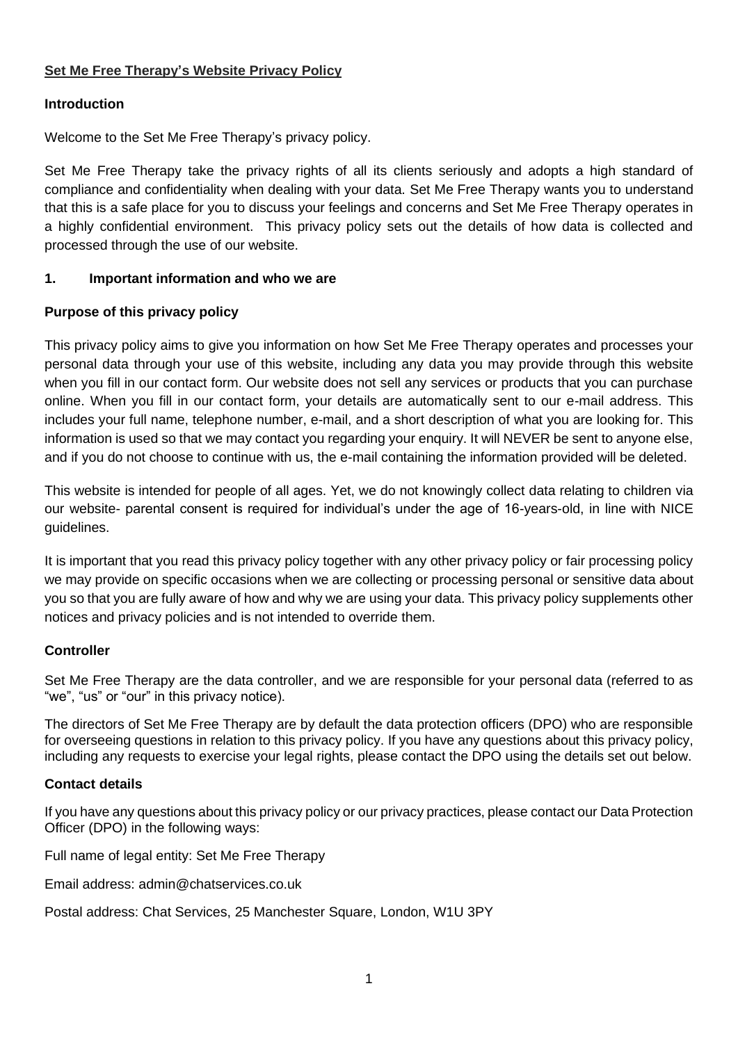# Set Me Free Therapy's Website Privacy Policy

## Introduction

Welcome to the Set Me Free Therapy's privacy policy.

Set Me Free Therapy take the privacy rights of all its clients seriously and adopts a high standard of compliance and confidentiality when dealing with your data. Set Me Free Therapy wants you to understand that this is a safe place for you to discuss your feelings and concerns and Set Me Free Therapy operates in a highly confidential environment. This privacy policy sets out the details of how data is collected and processed through the use of our website.

## 1. Important information and who we are

### Purpose of this privacy policy

This privacy policy aims to give you information on how Set Me Free Therapy operates and processes your personal data through your use of this website, including any data you may provide through this website when you fill in our contact form. Our website does not sell any services or products that you can purchase online. When you fill in our contact form, your details are automatically sent to our e-mail address. This includes your full name, telephone number, e-mail, and a short description of what you are looking for. This information is used so that we may contact you regarding your enquiry. It will NEVER be sent to anyone else, and if you do not choose to continue with us, the e-mail containing the information provided will be deleted.

This website is intended for people of all ages. Yet, we do not knowingly collect data relating to children via our website- parental consent is required for individual's under the age of 16-years-old, in line with NICE guidelines.

It is important that you read this privacy policy together with any other privacy policy or fair processing policy we may provide on specific occasions when we are collecting or processing personal or sensitive data about you so that you are fully aware of how and why we are using your data. This privacy policy supplements other notices and privacy policies and is not intended to override them.

### Controller

Set Me Free Therapy are the data controller, and we are responsible for your personal data (referred to as "we", "us" or "our" in this privacy notice).

The directors of Set Me Free Therapy are by default the data protection officers (DPO) who are responsible for overseeing questions in relation to this privacy policy. If you have any questions about this privacy policy, including any requests to exercise your legal rights, please contact the DPO using the details set out below.

### Contact details

If you have any questions about this privacy policy or our privacy practices, please contact our Data Protection Officer (DPO) in the following ways:

Full name of legal entity: Set Me Free Therapy

Email address: admin@chatservices.co.uk

Postal address: Chat Services, 25 Manchester Square, London, W1U 3PY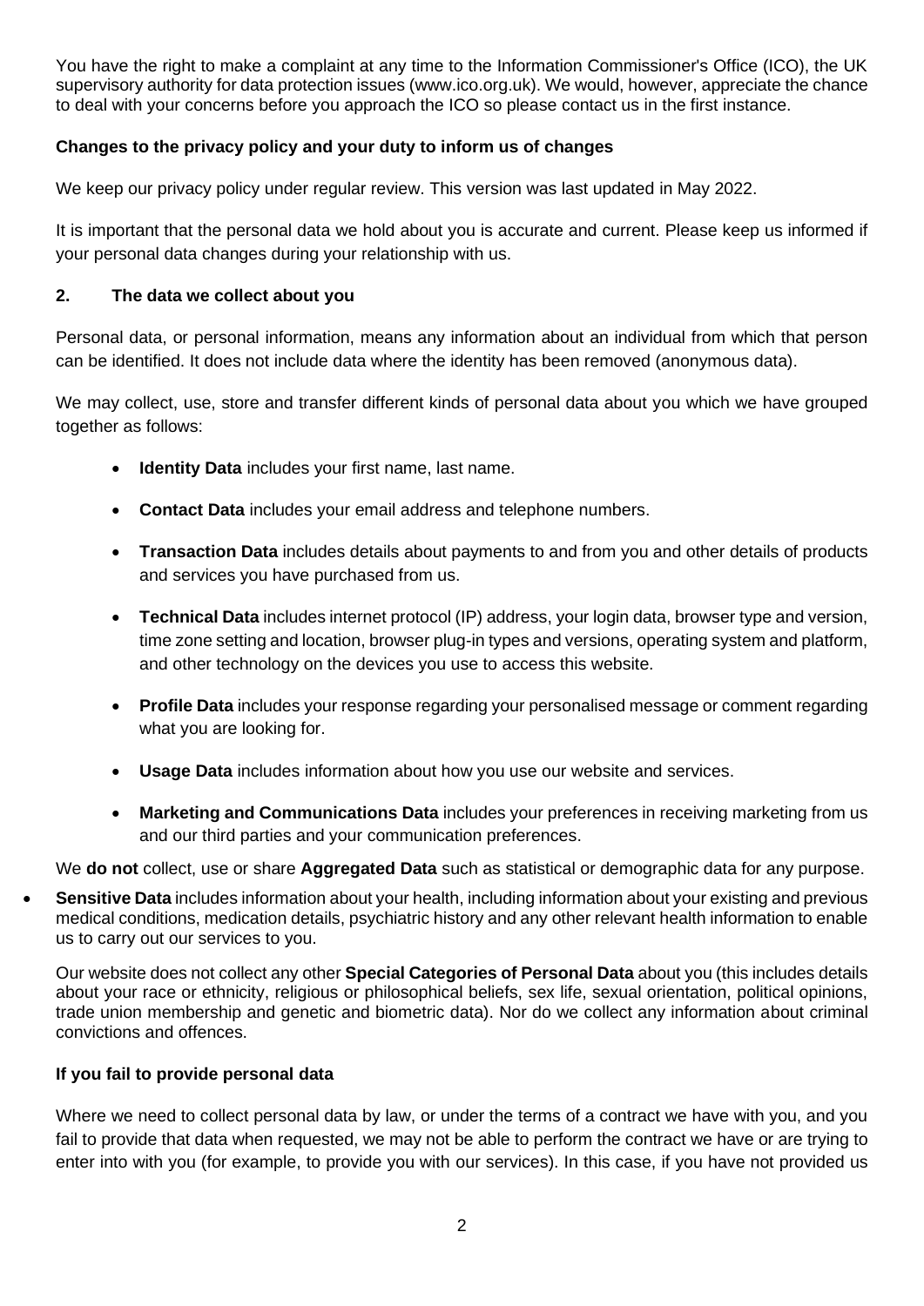You have the right to make a complaint at any time to the Information Commissioner's Office (ICO), the UK supervisory authority for data protection issues (www.ico.org.uk). We would, however, appreciate the chance to deal with your concerns before you approach the ICO so please contact us in the first instance.

**Changes to the privacy policy and your duty to inform us of changes**

We keep our privacy policy under regular review. This version was last updated in May 2022.

It is important that the personal data we hold about you is accurate and current. Please keep us informed if your personal data changes during your relationship with us.

## 2. The data we collect about you

Personal data, or personal information, means any information about an individual from which that person can be identified. It does not include data where the identity has been removed (anonymous data).

We may collect, use, store and transfer different kinds of personal data about you which we have grouped together as follows:

- **Identity Data** includes your first name, last name.
- **Contact Data** includes your email address and telephone numbers.
- **Transaction Data** includes details about payments to and from you and other details of products and services you have purchased from us.
- **Technical Data** includes internet protocol (IP) address, your login data, browser type and version, time zone setting and location, browser plug-in types and versions, operating system and platform, and other technology on the devices you use to access this website.
- **Profile Data** includes your response regarding your personalised message or comment regarding what you are looking for.
- **Usage Data** includes information about how you use our website and services.
- **Marketing and Communications Data** includes your preferences in receiving marketing from us and our third parties and your communication preferences.

We **do not** collect, use or share **Aggregated Data** such as statistical or demographic data for any purpose.

- **Sensitive Data** includes information about your health, including information about your existing and previous medical conditions, medication details, psychiatric history and any other relevant health information to enable us to carry out our services to you.

Our website does not collect any other **Special Categories of Personal Data** about you (this includes details about your race or ethnicity, religious or philosophical beliefs, sex life, sexual orientation, political opinions, trade union membership and genetic and biometric data). Nor do we collect any information about criminal convictions and offences.

**If you fail to provide personal data**

Where we need to collect personal data by law, or under the terms of a contract we have with you, and you fail to provide that data when requested, we may not be able to perform the contract we have or are trying to enter into with you (for example, to provide you with our services). In this case, if you have not provided us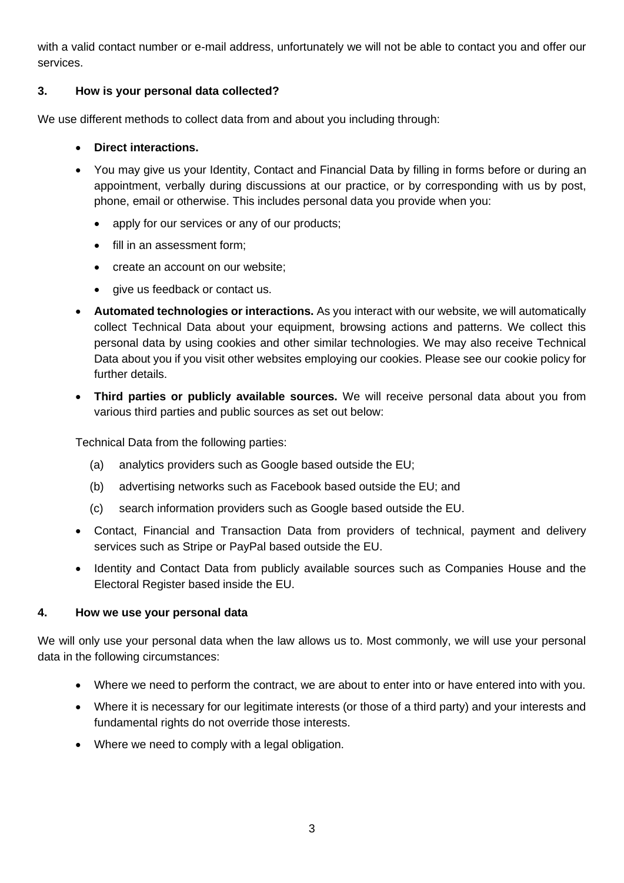with a valid contact number or e-mail address, unfortunately we will not be able to contact you and offer our services.

## 3. How is your personal data collected?

We use different methods to collect data from and about you including through:

- **Direct interactions.**
- You may give us your Identity, Contact and Financial Data by filling in forms before or during an appointment, verbally during discussions at our practice, or by corresponding with us by post, phone, email or otherwise. This includes personal data you provide when you:
  - apply for our services or any of our products;
  - fill in an assessment form;
  - create an account on our website;
  - give us feedback or contact us.
- **Automated technologies or interactions.** As you interact with our website, we will automatically collect Technical Data about your equipment, browsing actions and patterns. We collect this personal data by using cookies and other similar technologies. We may also receive Technical Data about you if you visit other websites employing our cookies. Please see our cookie policy for further details.
- **Third parties or publicly available sources.** We will receive personal data about you from various third parties and public sources as set out below:

  Technical Data from the following parties:

  (a) analytics providers such as Google based outside the EU;

  (b) advertising networks such as Facebook based outside the EU; and

  (c) search information providers such as Google based outside the EU.
- Contact, Financial and Transaction Data from providers of technical, payment and delivery services such as Stripe or PayPal based outside the EU.
- Identity and Contact Data from publicly available sources such as Companies House and the Electoral Register based inside the EU.

## 4. How we use your personal data

We will only use your personal data when the law allows us to. Most commonly, we will use your personal data in the following circumstances:

- Where we need to perform the contract, we are about to enter into or have entered into with you.
- Where it is necessary for our legitimate interests (or those of a third party) and your interests and fundamental rights do not override those interests.
- Where we need to comply with a legal obligation.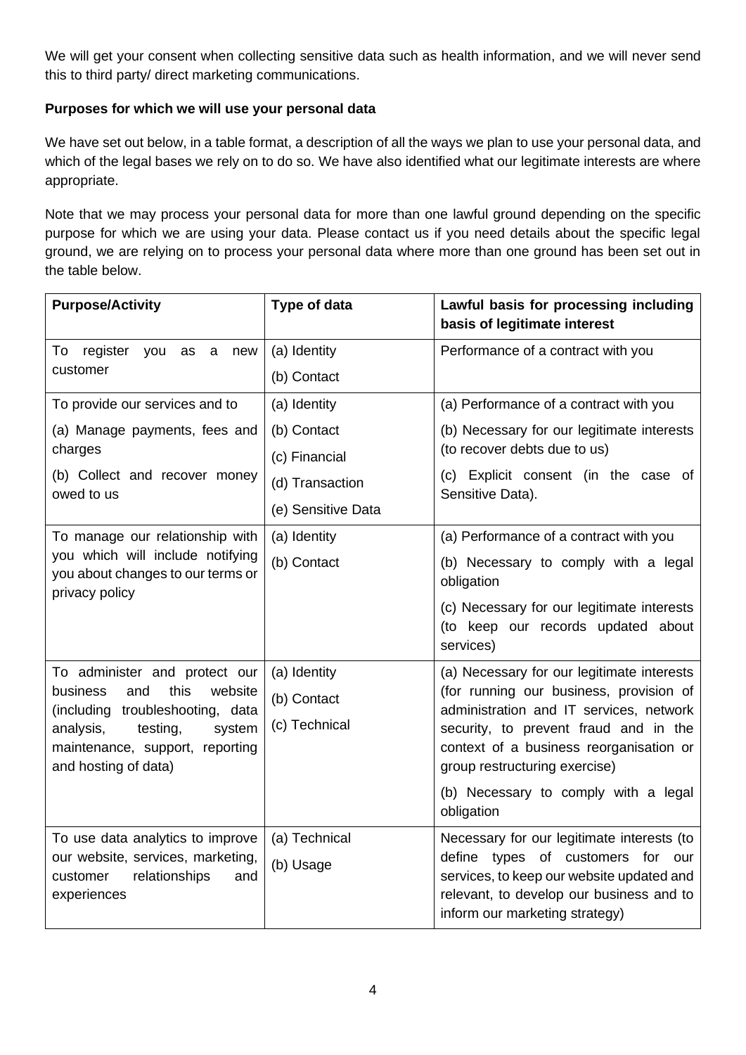We will get your consent when collecting sensitive data such as health information, and we will never send this to third party/ direct marketing communications.

**Purposes for which we will use your personal data**

We have set out below, in a table format, a description of all the ways we plan to use your personal data, and which of the legal bases we rely on to do so. We have also identified what our legitimate interests are where appropriate.

Note that we may process your personal data for more than one lawful ground depending on the specific purpose for which we are using your data. Please contact us if you need details about the specific legal ground, we are relying on to process your personal data where more than one ground has been set out in the table below.

| **Purpose/Activity** | **Type of data** | **Lawful basis for processing including basis of legitimate interest** |
|---|---|---|
| To register you as a new customer | (a) Identity<br>(b) Contact | Performance of a contract with you |
| To provide our services and to<br>(a) Manage payments, fees and charges<br>(b) Collect and recover money owed to us | (a) Identity<br>(b) Contact<br>(c) Financial<br>(d) Transaction<br>(e) Sensitive Data | (a) Performance of a contract with you<br>(b) Necessary for our legitimate interests (to recover debts due to us)<br>(c) Explicit consent (in the case of Sensitive Data). |
| To manage our relationship with you which will include notifying you about changes to our terms or privacy policy | (a) Identity<br>(b) Contact | (a) Performance of a contract with you<br>(b) Necessary to comply with a legal obligation<br>(c) Necessary for our legitimate interests (to keep our records updated about services) |
| To administer and protect our business and this website (including troubleshooting, data analysis, testing, system maintenance, support, reporting and hosting of data) | (a) Identity<br>(b) Contact<br>(c) Technical | (a) Necessary for our legitimate interests (for running our business, provision of administration and IT services, network security, to prevent fraud and in the context of a business reorganisation or group restructuring exercise)<br>(b) Necessary to comply with a legal obligation |
| To use data analytics to improve our website, services, marketing, customer relationships and experiences | (a) Technical<br>(b) Usage | Necessary for our legitimate interests (to define types of customers for our services, to keep our website updated and relevant, to develop our business and to inform our marketing strategy) |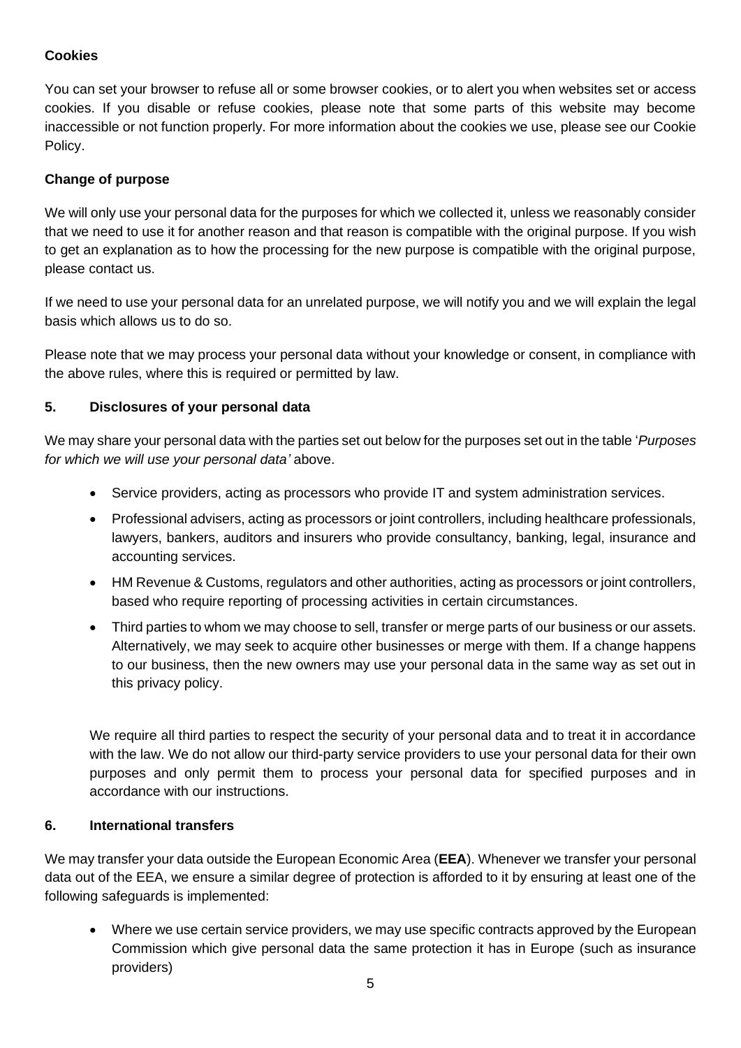**Cookies**

You can set your browser to refuse all or some browser cookies, or to alert you when websites set or access cookies. If you disable or refuse cookies, please note that some parts of this website may become inaccessible or not function properly. For more information about the cookies we use, please see our Cookie Policy.

**Change of purpose**

We will only use your personal data for the purposes for which we collected it, unless we reasonably consider that we need to use it for another reason and that reason is compatible with the original purpose. If you wish to get an explanation as to how the processing for the new purpose is compatible with the original purpose, please contact us.

If we need to use your personal data for an unrelated purpose, we will notify you and we will explain the legal basis which allows us to do so.

Please note that we may process your personal data without your knowledge or consent, in compliance with the above rules, where this is required or permitted by law.

## 5. Disclosures of your personal data

We may share your personal data with the parties set out below for the purposes set out in the table '*Purposes for which we will use your personal data'* above.

- Service providers, acting as processors who provide IT and system administration services.
- Professional advisers, acting as processors or joint controllers, including healthcare professionals, lawyers, bankers, auditors and insurers who provide consultancy, banking, legal, insurance and accounting services.
- HM Revenue & Customs, regulators and other authorities, acting as processors or joint controllers, based who require reporting of processing activities in certain circumstances.
- Third parties to whom we may choose to sell, transfer or merge parts of our business or our assets. Alternatively, we may seek to acquire other businesses or merge with them. If a change happens to our business, then the new owners may use your personal data in the same way as set out in this privacy policy.

We require all third parties to respect the security of your personal data and to treat it in accordance with the law. We do not allow our third-party service providers to use your personal data for their own purposes and only permit them to process your personal data for specified purposes and in accordance with our instructions.

## 6. International transfers

We may transfer your data outside the European Economic Area (**EEA**). Whenever we transfer your personal data out of the EEA, we ensure a similar degree of protection is afforded to it by ensuring at least one of the following safeguards is implemented:

- Where we use certain service providers, we may use specific contracts approved by the European Commission which give personal data the same protection it has in Europe (such as insurance providers)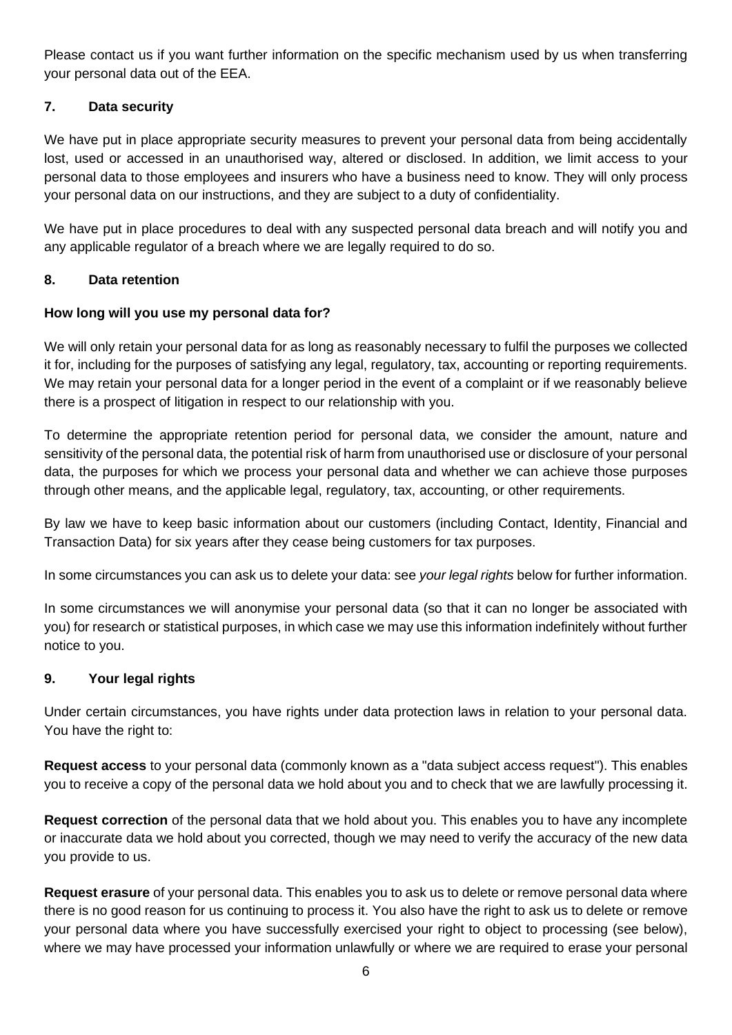Please contact us if you want further information on the specific mechanism used by us when transferring your personal data out of the EEA.

## 7. Data security

We have put in place appropriate security measures to prevent your personal data from being accidentally lost, used or accessed in an unauthorised way, altered or disclosed. In addition, we limit access to your personal data to those employees and insurers who have a business need to know. They will only process your personal data on our instructions, and they are subject to a duty of confidentiality.

We have put in place procedures to deal with any suspected personal data breach and will notify you and any applicable regulator of a breach where we are legally required to do so.

## 8. Data retention

### How long will you use my personal data for?

We will only retain your personal data for as long as reasonably necessary to fulfil the purposes we collected it for, including for the purposes of satisfying any legal, regulatory, tax, accounting or reporting requirements. We may retain your personal data for a longer period in the event of a complaint or if we reasonably believe there is a prospect of litigation in respect to our relationship with you.

To determine the appropriate retention period for personal data, we consider the amount, nature and sensitivity of the personal data, the potential risk of harm from unauthorised use or disclosure of your personal data, the purposes for which we process your personal data and whether we can achieve those purposes through other means, and the applicable legal, regulatory, tax, accounting, or other requirements.

By law we have to keep basic information about our customers (including Contact, Identity, Financial and Transaction Data) for six years after they cease being customers for tax purposes.

In some circumstances you can ask us to delete your data: see *your legal rights* below for further information.

In some circumstances we will anonymise your personal data (so that it can no longer be associated with you) for research or statistical purposes, in which case we may use this information indefinitely without further notice to you.

## 9. Your legal rights

Under certain circumstances, you have rights under data protection laws in relation to your personal data. You have the right to:

**Request access** to your personal data (commonly known as a "data subject access request"). This enables you to receive a copy of the personal data we hold about you and to check that we are lawfully processing it.

**Request correction** of the personal data that we hold about you. This enables you to have any incomplete or inaccurate data we hold about you corrected, though we may need to verify the accuracy of the new data you provide to us.

**Request erasure** of your personal data. This enables you to ask us to delete or remove personal data where there is no good reason for us continuing to process it. You also have the right to ask us to delete or remove your personal data where you have successfully exercised your right to object to processing (see below), where we may have processed your information unlawfully or where we are required to erase your personal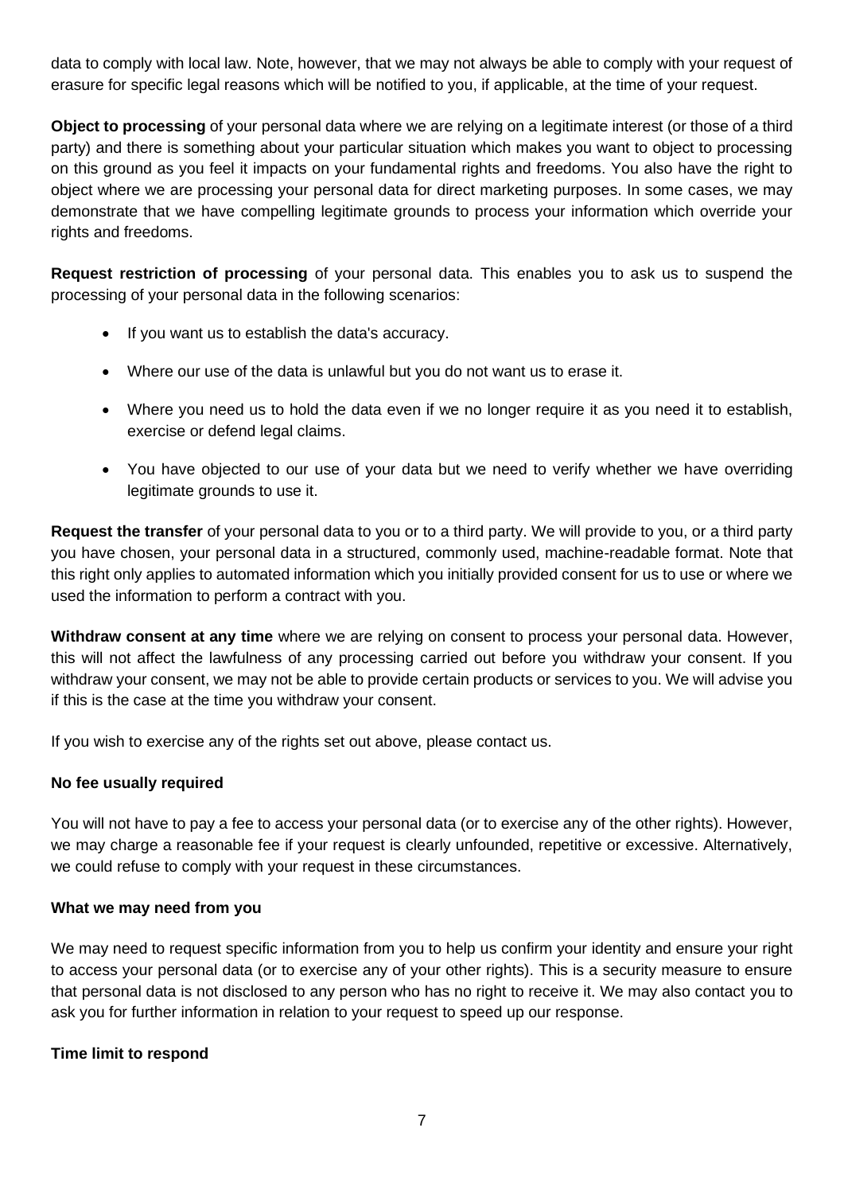data to comply with local law. Note, however, that we may not always be able to comply with your request of erasure for specific legal reasons which will be notified to you, if applicable, at the time of your request.

**Object to processing** of your personal data where we are relying on a legitimate interest (or those of a third party) and there is something about your particular situation which makes you want to object to processing on this ground as you feel it impacts on your fundamental rights and freedoms. You also have the right to object where we are processing your personal data for direct marketing purposes. In some cases, we may demonstrate that we have compelling legitimate grounds to process your information which override your rights and freedoms.

**Request restriction of processing** of your personal data. This enables you to ask us to suspend the processing of your personal data in the following scenarios:

- If you want us to establish the data's accuracy.
- Where our use of the data is unlawful but you do not want us to erase it.
- Where you need us to hold the data even if we no longer require it as you need it to establish, exercise or defend legal claims.
- You have objected to our use of your data but we need to verify whether we have overriding legitimate grounds to use it.

**Request the transfer** of your personal data to you or to a third party. We will provide to you, or a third party you have chosen, your personal data in a structured, commonly used, machine-readable format. Note that this right only applies to automated information which you initially provided consent for us to use or where we used the information to perform a contract with you.

**Withdraw consent at any time** where we are relying on consent to process your personal data. However, this will not affect the lawfulness of any processing carried out before you withdraw your consent. If you withdraw your consent, we may not be able to provide certain products or services to you. We will advise you if this is the case at the time you withdraw your consent.

If you wish to exercise any of the rights set out above, please contact us.

**No fee usually required**

You will not have to pay a fee to access your personal data (or to exercise any of the other rights). However, we may charge a reasonable fee if your request is clearly unfounded, repetitive or excessive. Alternatively, we could refuse to comply with your request in these circumstances.

**What we may need from you**

We may need to request specific information from you to help us confirm your identity and ensure your right to access your personal data (or to exercise any of your other rights). This is a security measure to ensure that personal data is not disclosed to any person who has no right to receive it. We may also contact you to ask you for further information in relation to your request to speed up our response.

**Time limit to respond**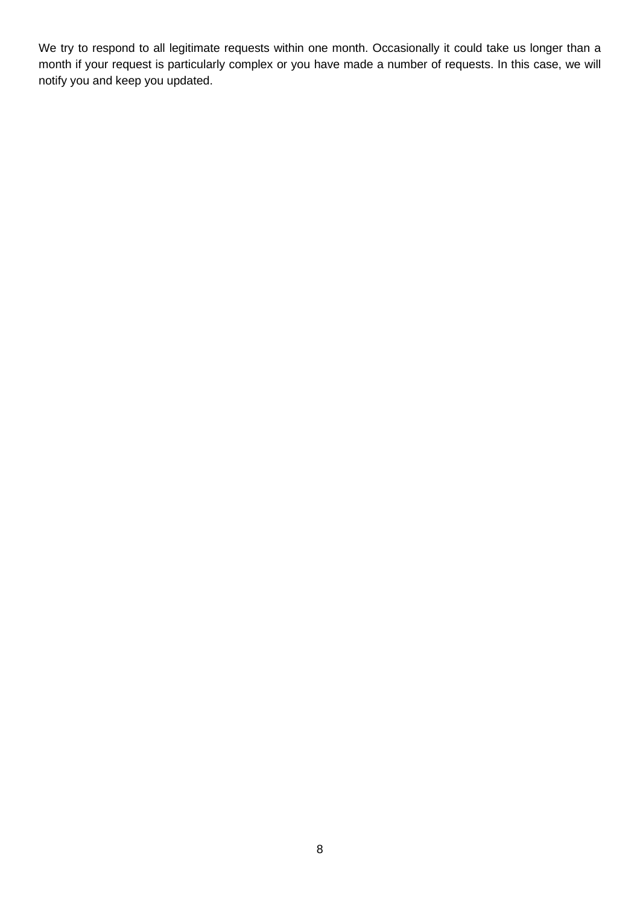We try to respond to all legitimate requests within one month. Occasionally it could take us longer than a month if your request is particularly complex or you have made a number of requests. In this case, we will notify you and keep you updated.